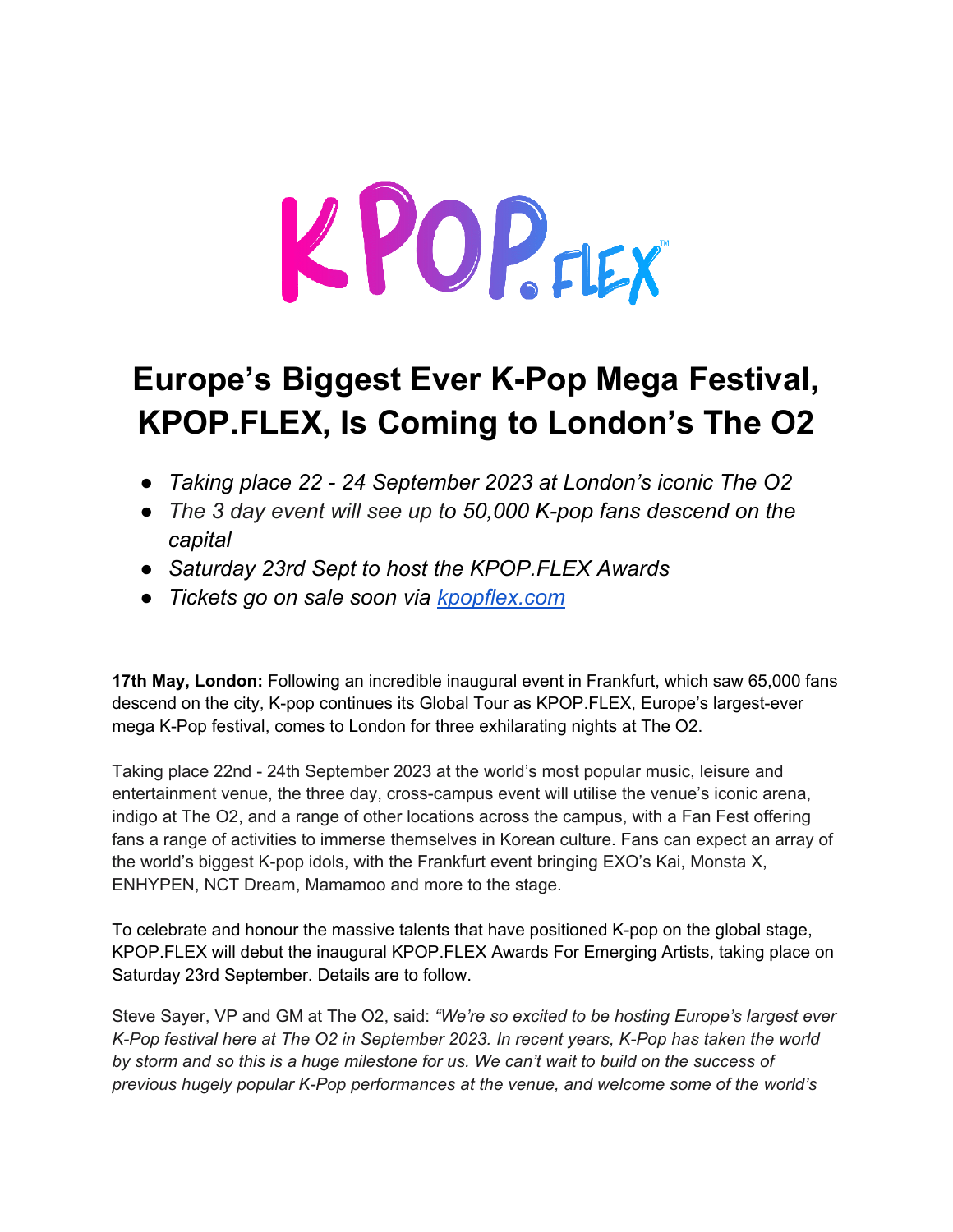# Europe's Biggest Ever K-Pop Mega Festival, KPOP.FLEX, Is Coming to London's The O2

- *Taking place 22 - 24 September 2023 at London's iconic The O2*
- *The 3 day event will see up to 50,000 K-pop fans descend on the capital*
- *Saturday 23rd Sept to host the KPOP.FLEX Awards*
- *Tickets go on sale soon via [kpopflex.com](kpopflex.com)*

**17th May, London:** Following an incredible inaugural event in Frankfurt, which saw 65,000 fans descend on the city, K-pop continues its Global Tour as KPOP.FLEX, Europe's largest-ever mega K-Pop festival, comes to London for three exhilarating nights at The O2.

Taking place 22nd - 24th September 2023 at the world's most popular music, leisure and entertainment venue, the three day, cross-campus event will utilise the venue's iconic arena, indigo at The O2, and a range of other locations across the campus, with a Fan Fest offering fans a range of activities to immerse themselves in Korean culture. Fans can expect an array of the world's biggest K-pop idols, with the Frankfurt event bringing EXO's Kai, Monsta X, ENHYPEN, NCT Dream, Mamamoo and more to the stage.

To celebrate and honour the massive talents that have positioned K-pop on the global stage, KPOP.FLEX will debut the inaugural KPOP.FLEX Awards For Emerging Artists, taking place on Saturday 23rd September. Details are to follow.

Steve Sayer, VP and GM at The O2, said: *"We're so excited to be hosting Europe's largest ever K-Pop festival here at The O2 in September 2023. In recent years, K-Pop has taken the world by storm and so this is a huge milestone for us. We can't wait to build on the success of previous hugely popular K-Pop performances at the venue, and welcome some of the world's*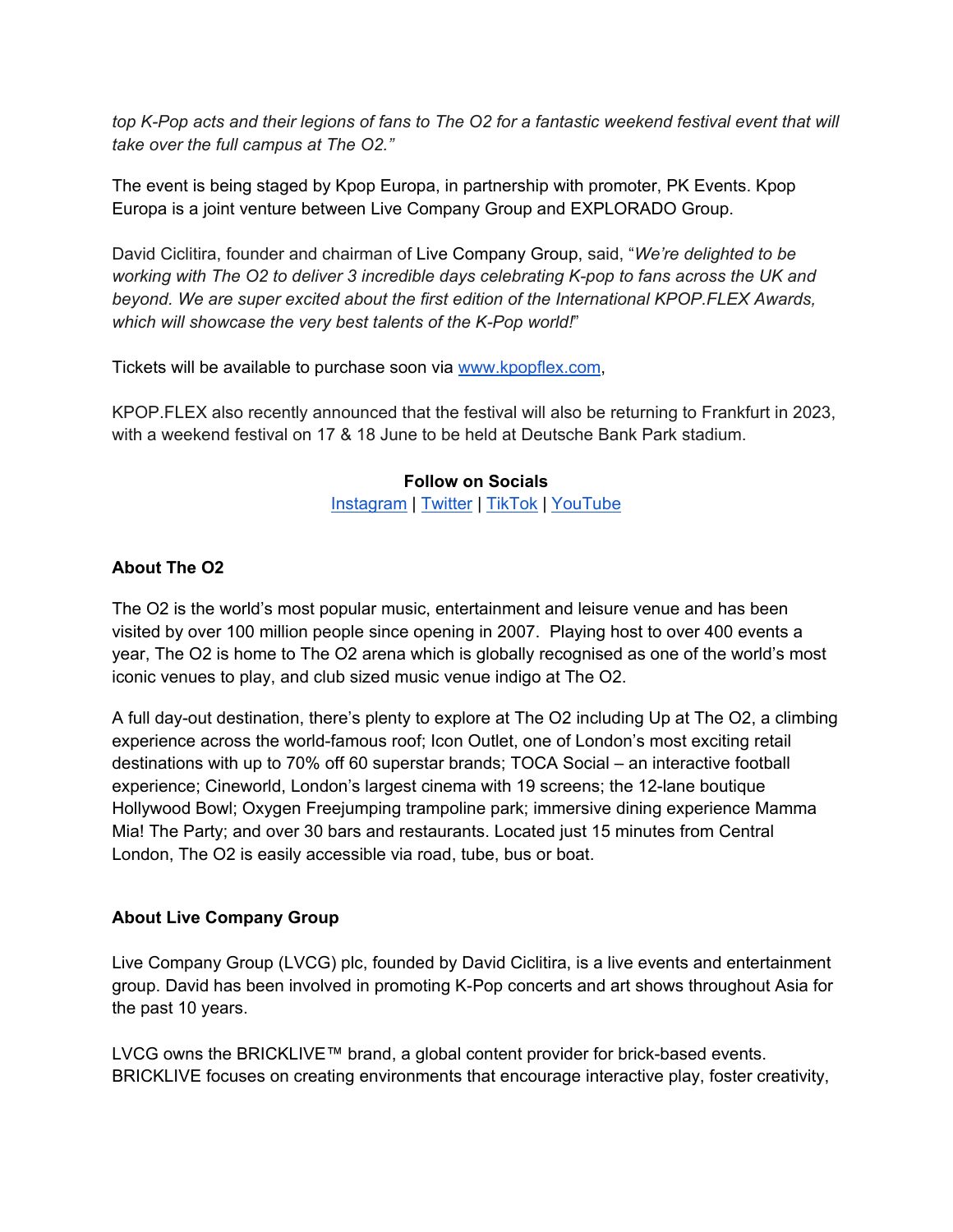*top K-Pop acts and their legions of fans to The O2 for a fantastic weekend festival event that will take over the full campus at The O2."*

The event is being staged by Kpop Europa, in partnership with promoter, PK Events. Kpop Europa is a joint venture between Live Company Group and EXPLORADO Group.

David Ciclitira, founder and chairman of Live Company Group, said, "*We're delighted to be working with The O2 to deliver 3 incredible days celebrating K-pop to fans across the UK and beyond. We are super excited about the first edition of the International KPOP.FLEX Awards, which will showcase the very best talents of the K-Pop world!*"

Tickets will be available to purchase soon via [www.kpopflex.com](www.kpopflex.com),

KPOP.FLEX also recently announced that the festival will also be returning to Frankfurt in 2023, with a weekend festival on 17 & 18 June to be held at Deutsche Bank Park stadium.

**Follow on Socials**

Instagram | Twitter | TikTok | YouTube

**About The O2**

The O2 is the world's most popular music, entertainment and leisure venue and has been visited by over 100 million people since opening in 2007. Playing host to over 400 events a year, The O2 is home to The O2 arena which is globally recognised as one of the world's most iconic venues to play, and club sized music venue indigo at The O2.

A full day-out destination, there's plenty to explore at The O2 including Up at The O2, a climbing experience across the world-famous roof; Icon Outlet, one of London's most exciting retail destinations with up to 70% off 60 superstar brands; TOCA Social – an interactive football experience; Cineworld, London's largest cinema with 19 screens; the 12-lane boutique Hollywood Bowl; Oxygen Freejumping trampoline park; immersive dining experience Mamma Mia! The Party; and over 30 bars and restaurants. Located just 15 minutes from Central London, The O2 is easily accessible via road, tube, bus or boat.

**About Live Company Group**

Live Company Group (LVCG) plc, founded by David Ciclitira, is a live events and entertainment group. David has been involved in promoting K-Pop concerts and art shows throughout Asia for the past 10 years.

LVCG owns the BRICKLIVE™ brand, a global content provider for brick-based events. BRICKLIVE focuses on creating environments that encourage interactive play, foster creativity,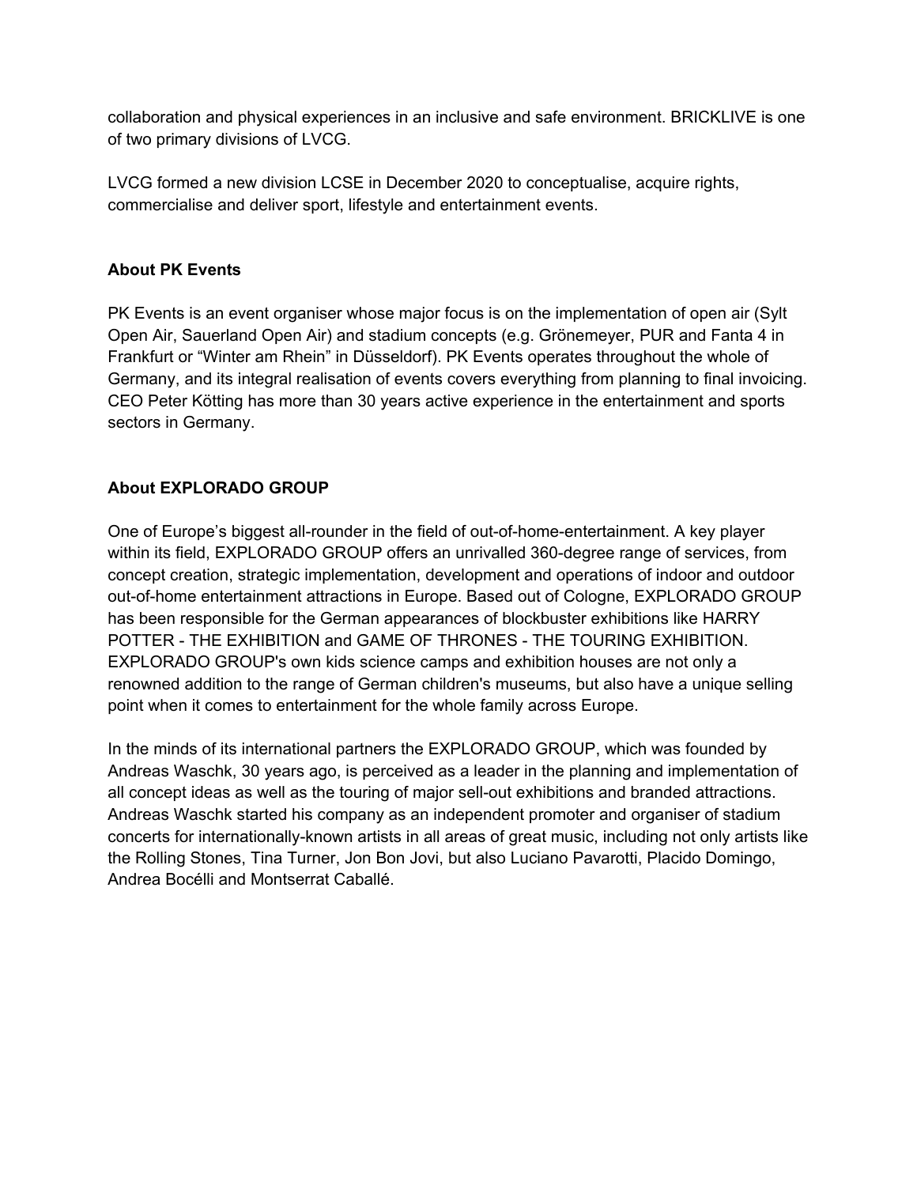collaboration and physical experiences in an inclusive and safe environment. BRICKLIVE is one of two primary divisions of LVCG.

LVCG formed a new division LCSE in December 2020 to conceptualise, acquire rights, commercialise and deliver sport, lifestyle and entertainment events.

**About PK Events**

PK Events is an event organiser whose major focus is on the implementation of open air (Sylt Open Air, Sauerland Open Air) and stadium concepts (e.g. Grönemeyer, PUR and Fanta 4 in Frankfurt or "Winter am Rhein" in Düsseldorf). PK Events operates throughout the whole of Germany, and its integral realisation of events covers everything from planning to final invoicing. CEO Peter Kötting has more than 30 years active experience in the entertainment and sports sectors in Germany.

**About EXPLORADO GROUP**

One of Europe's biggest all-rounder in the field of out-of-home-entertainment. A key player within its field, EXPLORADO GROUP offers an unrivalled 360-degree range of services, from concept creation, strategic implementation, development and operations of indoor and outdoor out-of-home entertainment attractions in Europe. Based out of Cologne, EXPLORADO GROUP has been responsible for the German appearances of blockbuster exhibitions like HARRY POTTER - THE EXHIBITION and GAME OF THRONES - THE TOURING EXHIBITION. EXPLORADO GROUP's own kids science camps and exhibition houses are not only a renowned addition to the range of German children's museums, but also have a unique selling point when it comes to entertainment for the whole family across Europe.

In the minds of its international partners the EXPLORADO GROUP, which was founded by Andreas Waschk, 30 years ago, is perceived as a leader in the planning and implementation of all concept ideas as well as the touring of major sell-out exhibitions and branded attractions. Andreas Waschk started his company as an independent promoter and organiser of stadium concerts for internationally-known artists in all areas of great music, including not only artists like the Rolling Stones, Tina Turner, Jon Bon Jovi, but also Luciano Pavarotti, Placido Domingo, Andrea Bocélli and Montserrat Caballé.